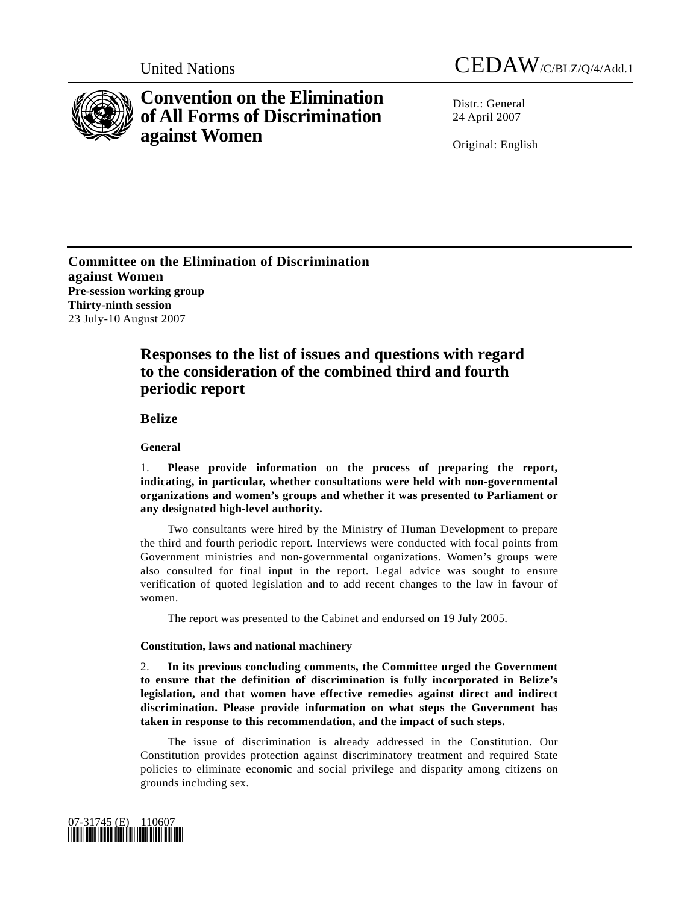United Nations CEDAW/C/BLZ/Q/4/Add.1

# Convention on the Elimination of All Forms of Discrimination against Women

Distr.: General
24 April 2007

Original: English

**Committee on the Elimination of Discrimination against Women**
**Pre-session working group**
**Thirty-ninth session**
23 July-10 August 2007

## Responses to the list of issues and questions with regard to the consideration of the combined third and fourth periodic report

### Belize

#### General

1. **Please provide information on the process of preparing the report, indicating, in particular, whether consultations were held with non-governmental organizations and women's groups and whether it was presented to Parliament or any designated high-level authority.**

Two consultants were hired by the Ministry of Human Development to prepare the third and fourth periodic report. Interviews were conducted with focal points from Government ministries and non-governmental organizations. Women's groups were also consulted for final input in the report. Legal advice was sought to ensure verification of quoted legislation and to add recent changes to the law in favour of women.

The report was presented to the Cabinet and endorsed on 19 July 2005.

#### Constitution, laws and national machinery

2. **In its previous concluding comments, the Committee urged the Government to ensure that the definition of discrimination is fully incorporated in Belize's legislation, and that women have effective remedies against direct and indirect discrimination. Please provide information on what steps the Government has taken in response to this recommendation, and the impact of such steps.**

The issue of discrimination is already addressed in the Constitution. Our Constitution provides protection against discriminatory treatment and required State policies to eliminate economic and social privilege and disparity among citizens on grounds including sex.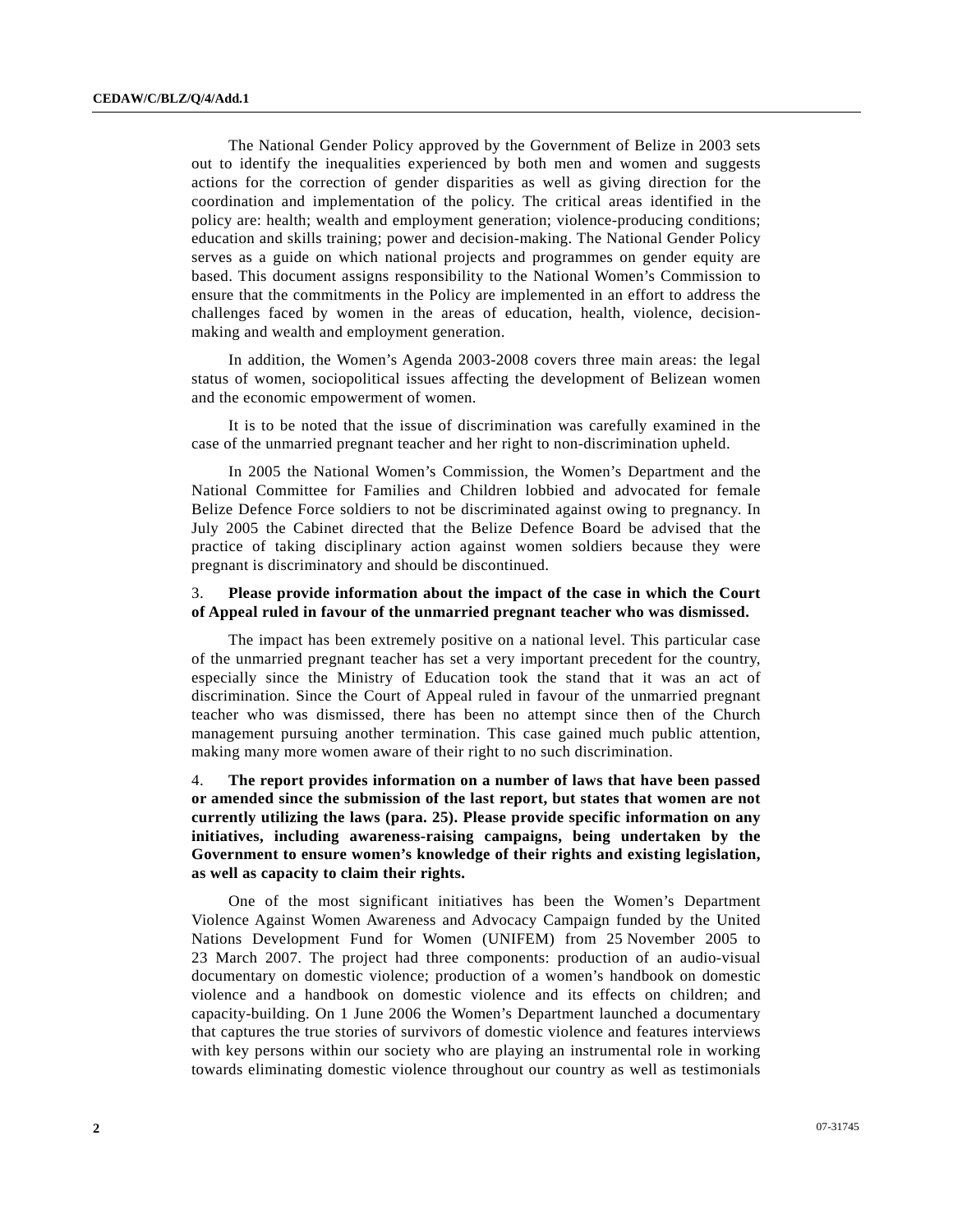The National Gender Policy approved by the Government of Belize in 2003 sets out to identify the inequalities experienced by both men and women and suggests actions for the correction of gender disparities as well as giving direction for the coordination and implementation of the policy. The critical areas identified in the policy are: health; wealth and employment generation; violence-producing conditions; education and skills training; power and decision-making. The National Gender Policy serves as a guide on which national projects and programmes on gender equity are based. This document assigns responsibility to the National Women's Commission to ensure that the commitments in the Policy are implemented in an effort to address the challenges faced by women in the areas of education, health, violence, decision-making and wealth and employment generation.

In addition, the Women's Agenda 2003-2008 covers three main areas: the legal status of women, sociopolitical issues affecting the development of Belizean women and the economic empowerment of women.

It is to be noted that the issue of discrimination was carefully examined in the case of the unmarried pregnant teacher and her right to non-discrimination upheld.

In 2005 the National Women's Commission, the Women's Department and the National Committee for Families and Children lobbied and advocated for female Belize Defence Force soldiers to not be discriminated against owing to pregnancy. In July 2005 the Cabinet directed that the Belize Defence Board be advised that the practice of taking disciplinary action against women soldiers because they were pregnant is discriminatory and should be discontinued.

3. **Please provide information about the impact of the case in which the Court of Appeal ruled in favour of the unmarried pregnant teacher who was dismissed.**

The impact has been extremely positive on a national level. This particular case of the unmarried pregnant teacher has set a very important precedent for the country, especially since the Ministry of Education took the stand that it was an act of discrimination. Since the Court of Appeal ruled in favour of the unmarried pregnant teacher who was dismissed, there has been no attempt since then of the Church management pursuing another termination. This case gained much public attention, making many more women aware of their right to no such discrimination.

4. **The report provides information on a number of laws that have been passed or amended since the submission of the last report, but states that women are not currently utilizing the laws (para. 25). Please provide specific information on any initiatives, including awareness-raising campaigns, being undertaken by the Government to ensure women's knowledge of their rights and existing legislation, as well as capacity to claim their rights.**

One of the most significant initiatives has been the Women's Department Violence Against Women Awareness and Advocacy Campaign funded by the United Nations Development Fund for Women (UNIFEM) from 25 November 2005 to 23 March 2007. The project had three components: production of an audio-visual documentary on domestic violence; production of a women's handbook on domestic violence and a handbook on domestic violence and its effects on children; and capacity-building. On 1 June 2006 the Women's Department launched a documentary that captures the true stories of survivors of domestic violence and features interviews with key persons within our society who are playing an instrumental role in working towards eliminating domestic violence throughout our country as well as testimonials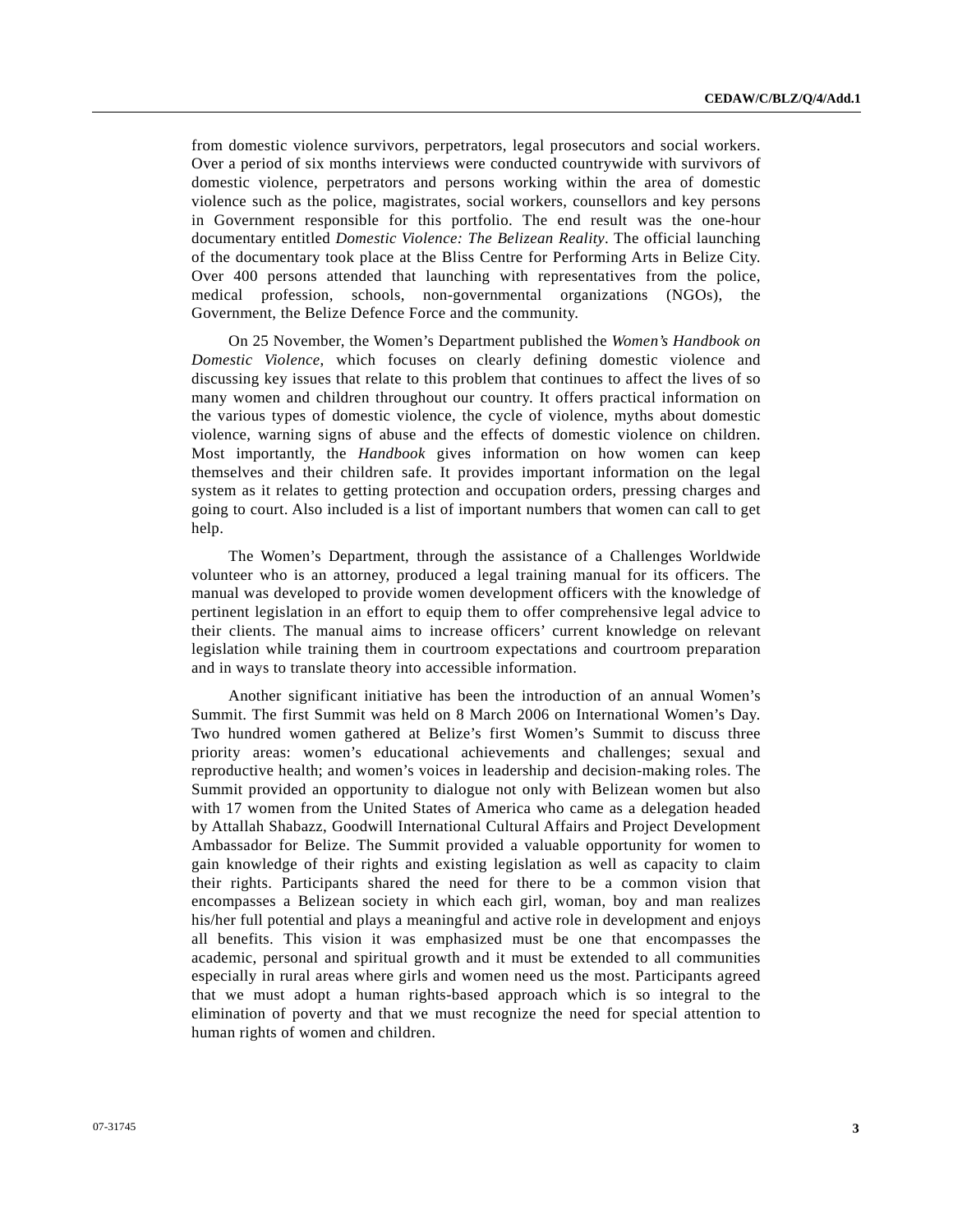from domestic violence survivors, perpetrators, legal prosecutors and social workers. Over a period of six months interviews were conducted countrywide with survivors of domestic violence, perpetrators and persons working within the area of domestic violence such as the police, magistrates, social workers, counsellors and key persons in Government responsible for this portfolio. The end result was the one-hour documentary entitled *Domestic Violence: The Belizean Reality*. The official launching of the documentary took place at the Bliss Centre for Performing Arts in Belize City. Over 400 persons attended that launching with representatives from the police, medical profession, schools, non-governmental organizations (NGOs), the Government, the Belize Defence Force and the community.

On 25 November, the Women's Department published the *Women's Handbook on Domestic Violence*, which focuses on clearly defining domestic violence and discussing key issues that relate to this problem that continues to affect the lives of so many women and children throughout our country. It offers practical information on the various types of domestic violence, the cycle of violence, myths about domestic violence, warning signs of abuse and the effects of domestic violence on children. Most importantly, the *Handbook* gives information on how women can keep themselves and their children safe. It provides important information on the legal system as it relates to getting protection and occupation orders, pressing charges and going to court. Also included is a list of important numbers that women can call to get help.

The Women's Department, through the assistance of a Challenges Worldwide volunteer who is an attorney, produced a legal training manual for its officers. The manual was developed to provide women development officers with the knowledge of pertinent legislation in an effort to equip them to offer comprehensive legal advice to their clients. The manual aims to increase officers' current knowledge on relevant legislation while training them in courtroom expectations and courtroom preparation and in ways to translate theory into accessible information.

Another significant initiative has been the introduction of an annual Women's Summit. The first Summit was held on 8 March 2006 on International Women's Day. Two hundred women gathered at Belize's first Women's Summit to discuss three priority areas: women's educational achievements and challenges; sexual and reproductive health; and women's voices in leadership and decision-making roles. The Summit provided an opportunity to dialogue not only with Belizean women but also with 17 women from the United States of America who came as a delegation headed by Attallah Shabazz, Goodwill International Cultural Affairs and Project Development Ambassador for Belize. The Summit provided a valuable opportunity for women to gain knowledge of their rights and existing legislation as well as capacity to claim their rights. Participants shared the need for there to be a common vision that encompasses a Belizean society in which each girl, woman, boy and man realizes his/her full potential and plays a meaningful and active role in development and enjoys all benefits. This vision it was emphasized must be one that encompasses the academic, personal and spiritual growth and it must be extended to all communities especially in rural areas where girls and women need us the most. Participants agreed that we must adopt a human rights-based approach which is so integral to the elimination of poverty and that we must recognize the need for special attention to human rights of women and children.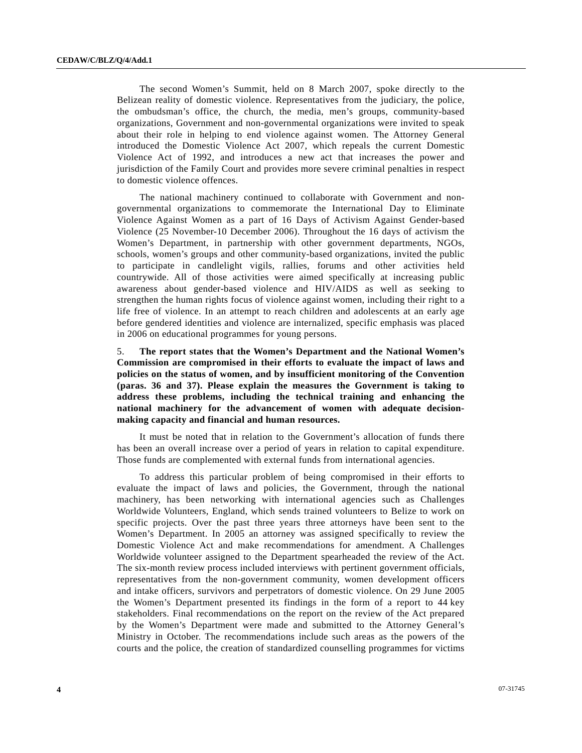The second Women's Summit, held on 8 March 2007, spoke directly to the Belizean reality of domestic violence. Representatives from the judiciary, the police, the ombudsman's office, the church, the media, men's groups, community-based organizations, Government and non-governmental organizations were invited to speak about their role in helping to end violence against women. The Attorney General introduced the Domestic Violence Act 2007, which repeals the current Domestic Violence Act of 1992, and introduces a new act that increases the power and jurisdiction of the Family Court and provides more severe criminal penalties in respect to domestic violence offences.

The national machinery continued to collaborate with Government and non-governmental organizations to commemorate the International Day to Eliminate Violence Against Women as a part of 16 Days of Activism Against Gender-based Violence (25 November-10 December 2006). Throughout the 16 days of activism the Women's Department, in partnership with other government departments, NGOs, schools, women's groups and other community-based organizations, invited the public to participate in candlelight vigils, rallies, forums and other activities held countrywide. All of those activities were aimed specifically at increasing public awareness about gender-based violence and HIV/AIDS as well as seeking to strengthen the human rights focus of violence against women, including their right to a life free of violence. In an attempt to reach children and adolescents at an early age before gendered identities and violence are internalized, specific emphasis was placed in 2006 on educational programmes for young persons.

5. **The report states that the Women's Department and the National Women's Commission are compromised in their efforts to evaluate the impact of laws and policies on the status of women, and by insufficient monitoring of the Convention (paras. 36 and 37). Please explain the measures the Government is taking to address these problems, including the technical training and enhancing the national machinery for the advancement of women with adequate decision-making capacity and financial and human resources.**

It must be noted that in relation to the Government's allocation of funds there has been an overall increase over a period of years in relation to capital expenditure. Those funds are complemented with external funds from international agencies.

To address this particular problem of being compromised in their efforts to evaluate the impact of laws and policies, the Government, through the national machinery, has been networking with international agencies such as Challenges Worldwide Volunteers, England, which sends trained volunteers to Belize to work on specific projects. Over the past three years three attorneys have been sent to the Women's Department. In 2005 an attorney was assigned specifically to review the Domestic Violence Act and make recommendations for amendment. A Challenges Worldwide volunteer assigned to the Department spearheaded the review of the Act. The six-month review process included interviews with pertinent government officials, representatives from the non-government community, women development officers and intake officers, survivors and perpetrators of domestic violence. On 29 June 2005 the Women's Department presented its findings in the form of a report to 44 key stakeholders. Final recommendations on the report on the review of the Act prepared by the Women's Department were made and submitted to the Attorney General's Ministry in October. The recommendations include such areas as the powers of the courts and the police, the creation of standardized counselling programmes for victims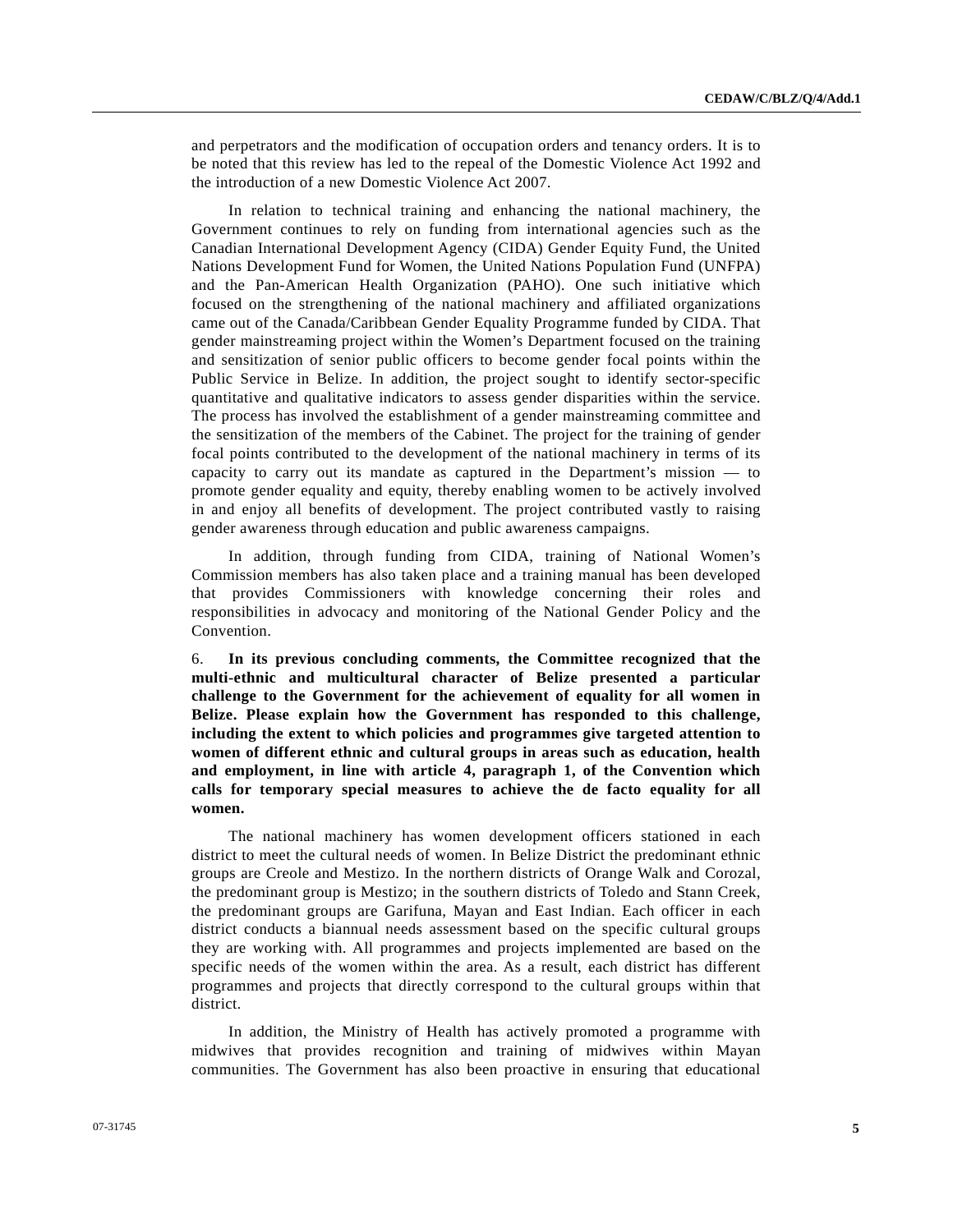and perpetrators and the modification of occupation orders and tenancy orders. It is to be noted that this review has led to the repeal of the Domestic Violence Act 1992 and the introduction of a new Domestic Violence Act 2007.

In relation to technical training and enhancing the national machinery, the Government continues to rely on funding from international agencies such as the Canadian International Development Agency (CIDA) Gender Equity Fund, the United Nations Development Fund for Women, the United Nations Population Fund (UNFPA) and the Pan-American Health Organization (PAHO). One such initiative which focused on the strengthening of the national machinery and affiliated organizations came out of the Canada/Caribbean Gender Equality Programme funded by CIDA. That gender mainstreaming project within the Women's Department focused on the training and sensitization of senior public officers to become gender focal points within the Public Service in Belize. In addition, the project sought to identify sector-specific quantitative and qualitative indicators to assess gender disparities within the service. The process has involved the establishment of a gender mainstreaming committee and the sensitization of the members of the Cabinet. The project for the training of gender focal points contributed to the development of the national machinery in terms of its capacity to carry out its mandate as captured in the Department's mission — to promote gender equality and equity, thereby enabling women to be actively involved in and enjoy all benefits of development. The project contributed vastly to raising gender awareness through education and public awareness campaigns.

In addition, through funding from CIDA, training of National Women's Commission members has also taken place and a training manual has been developed that provides Commissioners with knowledge concerning their roles and responsibilities in advocacy and monitoring of the National Gender Policy and the Convention.

6. **In its previous concluding comments, the Committee recognized that the multi-ethnic and multicultural character of Belize presented a particular challenge to the Government for the achievement of equality for all women in Belize. Please explain how the Government has responded to this challenge, including the extent to which policies and programmes give targeted attention to women of different ethnic and cultural groups in areas such as education, health and employment, in line with article 4, paragraph 1, of the Convention which calls for temporary special measures to achieve the de facto equality for all women.**

The national machinery has women development officers stationed in each district to meet the cultural needs of women. In Belize District the predominant ethnic groups are Creole and Mestizo. In the northern districts of Orange Walk and Corozal, the predominant group is Mestizo; in the southern districts of Toledo and Stann Creek, the predominant groups are Garifuna, Mayan and East Indian. Each officer in each district conducts a biannual needs assessment based on the specific cultural groups they are working with. All programmes and projects implemented are based on the specific needs of the women within the area. As a result, each district has different programmes and projects that directly correspond to the cultural groups within that district.

In addition, the Ministry of Health has actively promoted a programme with midwives that provides recognition and training of midwives within Mayan communities. The Government has also been proactive in ensuring that educational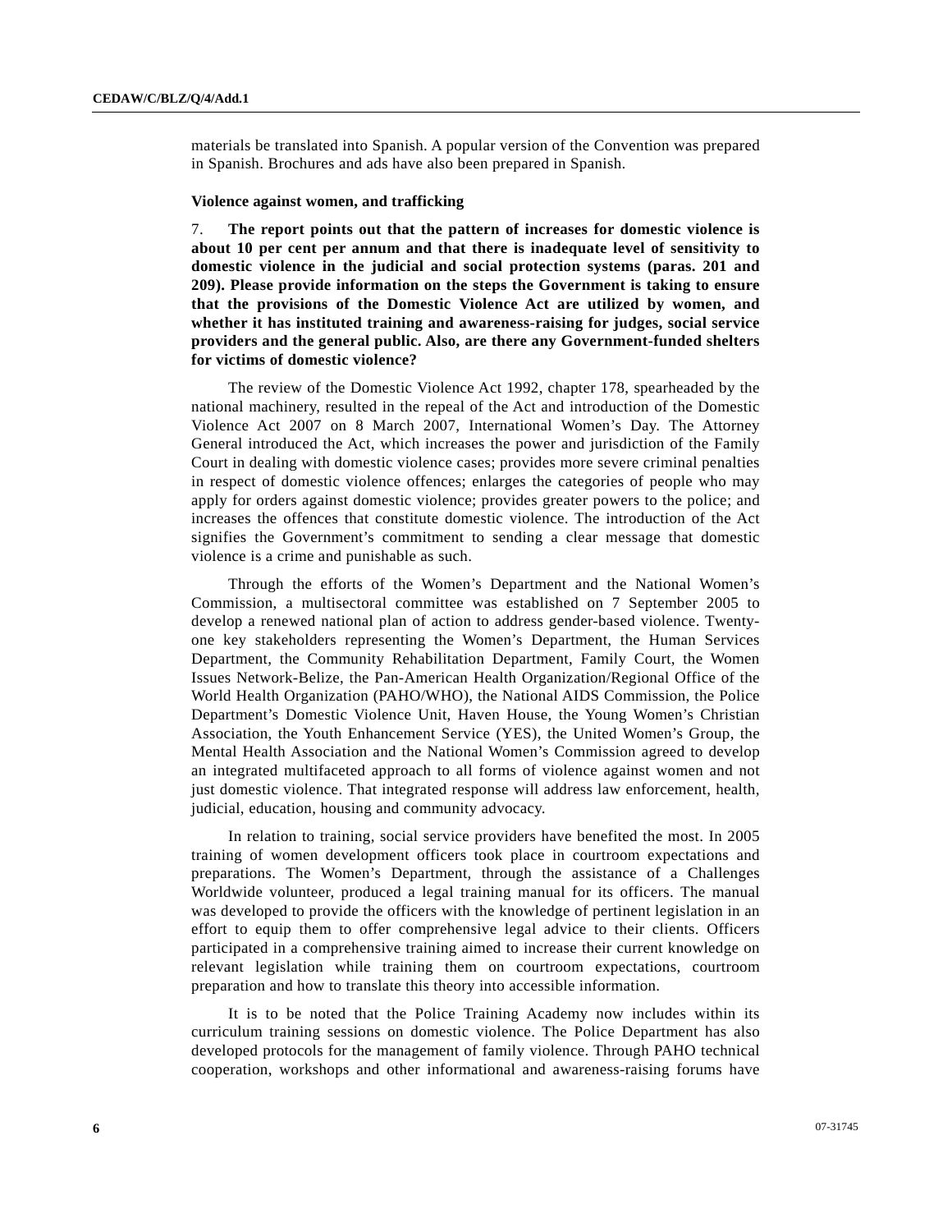materials be translated into Spanish. A popular version of the Convention was prepared in Spanish. Brochures and ads have also been prepared in Spanish.

### Violence against women, and trafficking

7. **The report points out that the pattern of increases for domestic violence is about 10 per cent per annum and that there is inadequate level of sensitivity to domestic violence in the judicial and social protection systems (paras. 201 and 209). Please provide information on the steps the Government is taking to ensure that the provisions of the Domestic Violence Act are utilized by women, and whether it has instituted training and awareness-raising for judges, social service providers and the general public. Also, are there any Government-funded shelters for victims of domestic violence?**

The review of the Domestic Violence Act 1992, chapter 178, spearheaded by the national machinery, resulted in the repeal of the Act and introduction of the Domestic Violence Act 2007 on 8 March 2007, International Women's Day. The Attorney General introduced the Act, which increases the power and jurisdiction of the Family Court in dealing with domestic violence cases; provides more severe criminal penalties in respect of domestic violence offences; enlarges the categories of people who may apply for orders against domestic violence; provides greater powers to the police; and increases the offences that constitute domestic violence. The introduction of the Act signifies the Government's commitment to sending a clear message that domestic violence is a crime and punishable as such.

Through the efforts of the Women's Department and the National Women's Commission, a multisectoral committee was established on 7 September 2005 to develop a renewed national plan of action to address gender-based violence. Twenty-one key stakeholders representing the Women's Department, the Human Services Department, the Community Rehabilitation Department, Family Court, the Women Issues Network-Belize, the Pan-American Health Organization/Regional Office of the World Health Organization (PAHO/WHO), the National AIDS Commission, the Police Department's Domestic Violence Unit, Haven House, the Young Women's Christian Association, the Youth Enhancement Service (YES), the United Women's Group, the Mental Health Association and the National Women's Commission agreed to develop an integrated multifaceted approach to all forms of violence against women and not just domestic violence. That integrated response will address law enforcement, health, judicial, education, housing and community advocacy.

In relation to training, social service providers have benefited the most. In 2005 training of women development officers took place in courtroom expectations and preparations. The Women's Department, through the assistance of a Challenges Worldwide volunteer, produced a legal training manual for its officers. The manual was developed to provide the officers with the knowledge of pertinent legislation in an effort to equip them to offer comprehensive legal advice to their clients. Officers participated in a comprehensive training aimed to increase their current knowledge on relevant legislation while training them on courtroom expectations, courtroom preparation and how to translate this theory into accessible information.

It is to be noted that the Police Training Academy now includes within its curriculum training sessions on domestic violence. The Police Department has also developed protocols for the management of family violence. Through PAHO technical cooperation, workshops and other informational and awareness-raising forums have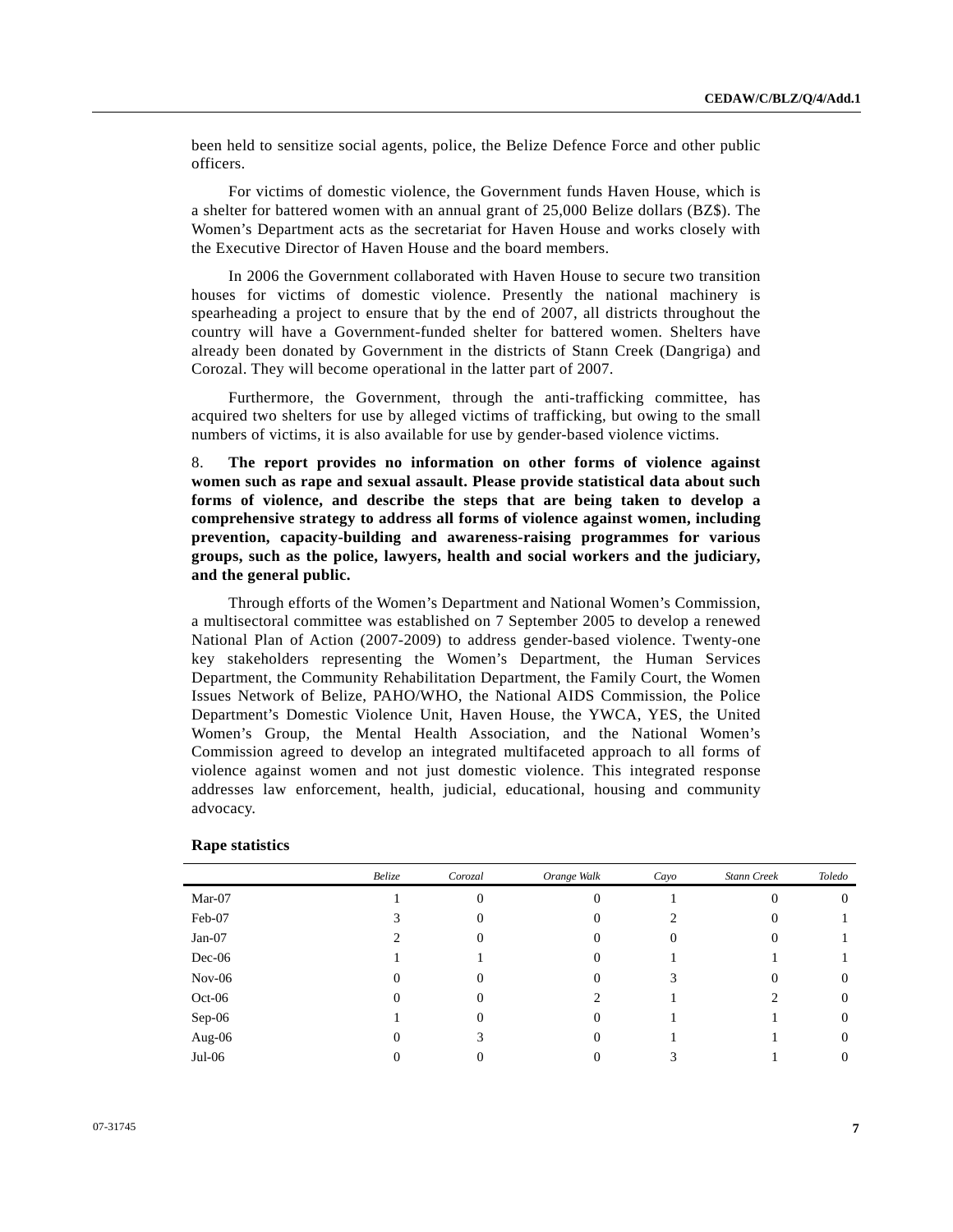been held to sensitize social agents, police, the Belize Defence Force and other public officers.

For victims of domestic violence, the Government funds Haven House, which is a shelter for battered women with an annual grant of 25,000 Belize dollars (BZ$). The Women's Department acts as the secretariat for Haven House and works closely with the Executive Director of Haven House and the board members.

In 2006 the Government collaborated with Haven House to secure two transition houses for victims of domestic violence. Presently the national machinery is spearheading a project to ensure that by the end of 2007, all districts throughout the country will have a Government-funded shelter for battered women. Shelters have already been donated by Government in the districts of Stann Creek (Dangriga) and Corozal. They will become operational in the latter part of 2007.

Furthermore, the Government, through the anti-trafficking committee, has acquired two shelters for use by alleged victims of trafficking, but owing to the small numbers of victims, it is also available for use by gender-based violence victims.

8. **The report provides no information on other forms of violence against women such as rape and sexual assault. Please provide statistical data about such forms of violence, and describe the steps that are being taken to develop a comprehensive strategy to address all forms of violence against women, including prevention, capacity-building and awareness-raising programmes for various groups, such as the police, lawyers, health and social workers and the judiciary, and the general public.**

Through efforts of the Women's Department and National Women's Commission, a multisectoral committee was established on 7 September 2005 to develop a renewed National Plan of Action (2007-2009) to address gender-based violence. Twenty-one key stakeholders representing the Women's Department, the Human Services Department, the Community Rehabilitation Department, the Family Court, the Women Issues Network of Belize, PAHO/WHO, the National AIDS Commission, the Police Department's Domestic Violence Unit, Haven House, the YWCA, YES, the United Women's Group, the Mental Health Association, and the National Women's Commission agreed to develop an integrated multifaceted approach to all forms of violence against women and not just domestic violence. This integrated response addresses law enforcement, health, judicial, educational, housing and community advocacy.

**Rape statistics**

| | *Belize* | *Corozal* | *Orange Walk* | *Cayo* | *Stann Creek* | *Toledo* |
|---|---|---|---|---|---|---|
| Mar-07 | 1 | 0 | 0 | 1 | 0 | 0 |
| Feb-07 | 3 | 0 | 0 | 2 | 0 | 1 |
| Jan-07 | 2 | 0 | 0 | 0 | 0 | 1 |
| Dec-06 | 1 | 1 | 0 | 1 | 1 | 1 |
| Nov-06 | 0 | 0 | 0 | 3 | 0 | 0 |
| Oct-06 | 0 | 0 | 2 | 1 | 2 | 0 |
| Sep-06 | 1 | 0 | 0 | 1 | 1 | 0 |
| Aug-06 | 0 | 3 | 0 | 1 | 1 | 0 |
| Jul-06 | 0 | 0 | 0 | 3 | 1 | 0 |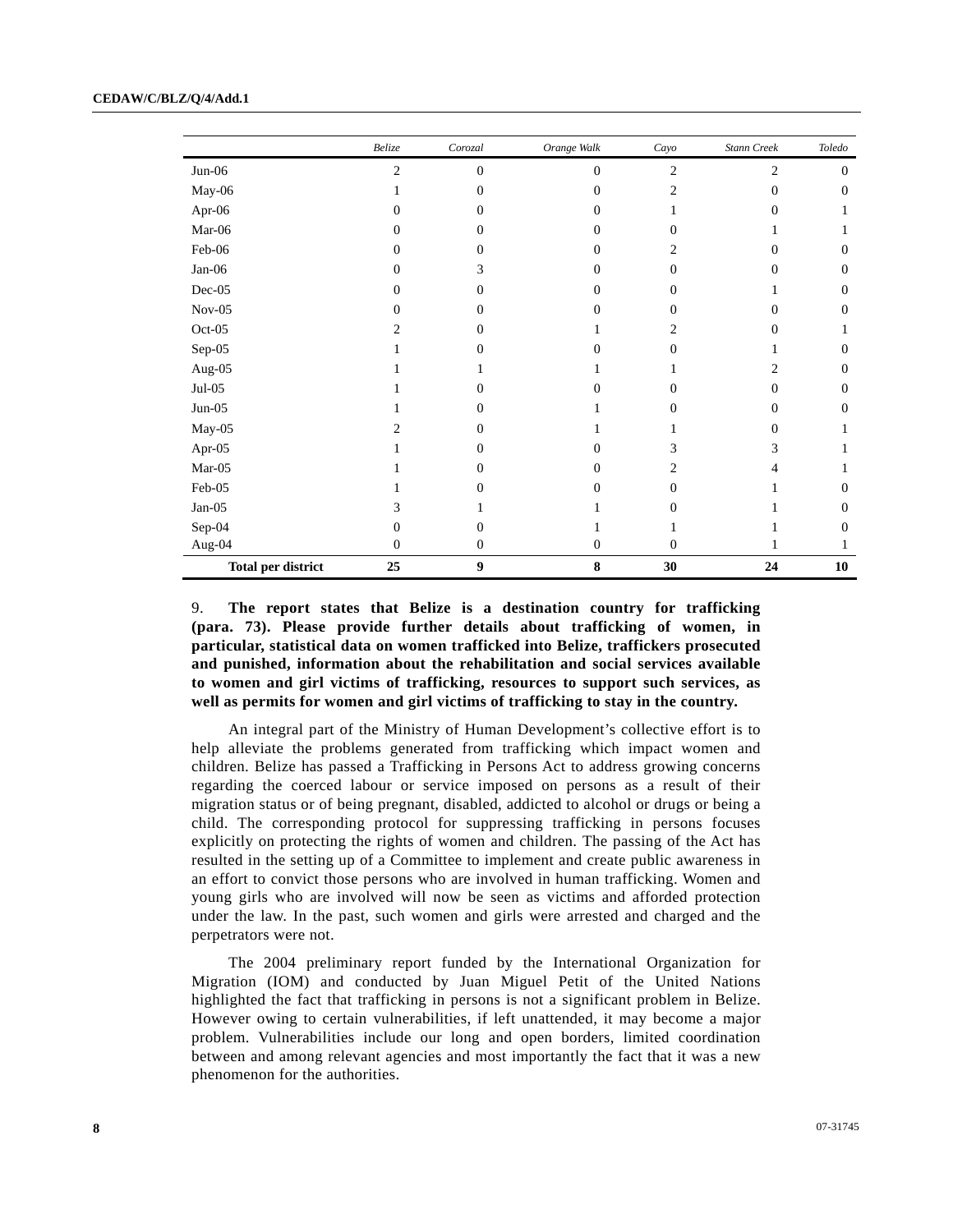| | *Belize* | *Corozal* | *Orange Walk* | *Cayo* | *Stann Creek* | *Toledo* |
|---|---|---|---|---|---|---|
| Jun-06 | 2 | 0 | 0 | 2 | 2 | 0 |
| May-06 | 1 | 0 | 0 | 2 | 0 | 0 |
| Apr-06 | 0 | 0 | 0 | 1 | 0 | 1 |
| Mar-06 | 0 | 0 | 0 | 0 | 1 | 1 |
| Feb-06 | 0 | 0 | 0 | 2 | 0 | 0 |
| Jan-06 | 0 | 3 | 0 | 0 | 0 | 0 |
| Dec-05 | 0 | 0 | 0 | 0 | 1 | 0 |
| Nov-05 | 0 | 0 | 0 | 0 | 0 | 0 |
| Oct-05 | 2 | 0 | 1 | 2 | 0 | 1 |
| Sep-05 | 1 | 0 | 0 | 0 | 1 | 0 |
| Aug-05 | 1 | 1 | 1 | 1 | 2 | 0 |
| Jul-05 | 1 | 0 | 0 | 0 | 0 | 0 |
| Jun-05 | 1 | 0 | 1 | 0 | 0 | 0 |
| May-05 | 2 | 0 | 1 | 1 | 0 | 1 |
| Apr-05 | 1 | 0 | 0 | 3 | 3 | 1 |
| Mar-05 | 1 | 0 | 0 | 2 | 4 | 1 |
| Feb-05 | 1 | 0 | 0 | 0 | 1 | 0 |
| Jan-05 | 3 | 1 | 1 | 0 | 1 | 0 |
| Sep-04 | 0 | 0 | 1 | 1 | 1 | 0 |
| Aug-04 | 0 | 0 | 0 | 0 | 1 | 1 |
| **Total per district** | **25** | **9** | **8** | **30** | **24** | **10** |

9. **The report states that Belize is a destination country for trafficking (para. 73). Please provide further details about trafficking of women, in particular, statistical data on women trafficked into Belize, traffickers prosecuted and punished, information about the rehabilitation and social services available to women and girl victims of trafficking, resources to support such services, as well as permits for women and girl victims of trafficking to stay in the country.**

An integral part of the Ministry of Human Development's collective effort is to help alleviate the problems generated from trafficking which impact women and children. Belize has passed a Trafficking in Persons Act to address growing concerns regarding the coerced labour or service imposed on persons as a result of their migration status or of being pregnant, disabled, addicted to alcohol or drugs or being a child. The corresponding protocol for suppressing trafficking in persons focuses explicitly on protecting the rights of women and children. The passing of the Act has resulted in the setting up of a Committee to implement and create public awareness in an effort to convict those persons who are involved in human trafficking. Women and young girls who are involved will now be seen as victims and afforded protection under the law. In the past, such women and girls were arrested and charged and the perpetrators were not.

The 2004 preliminary report funded by the International Organization for Migration (IOM) and conducted by Juan Miguel Petit of the United Nations highlighted the fact that trafficking in persons is not a significant problem in Belize. However owing to certain vulnerabilities, if left unattended, it may become a major problem. Vulnerabilities include our long and open borders, limited coordination between and among relevant agencies and most importantly the fact that it was a new phenomenon for the authorities.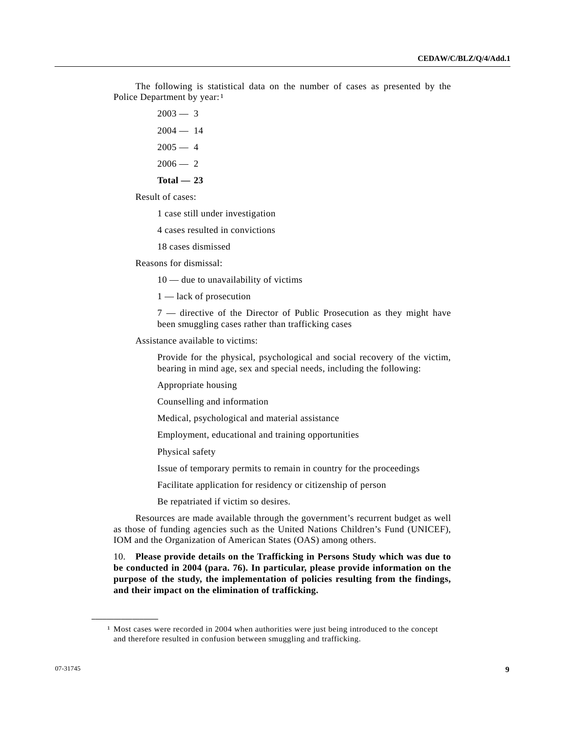The following is statistical data on the number of cases as presented by the Police Department by year:[1]

2003 — 3

2004 — 14

2005 — 4

2006 — 2

**Total — 23**

Result of cases:

1 case still under investigation

4 cases resulted in convictions

18 cases dismissed

Reasons for dismissal:

10 — due to unavailability of victims

1 — lack of prosecution

7 — directive of the Director of Public Prosecution as they might have been smuggling cases rather than trafficking cases

Assistance available to victims:

Provide for the physical, psychological and social recovery of the victim, bearing in mind age, sex and special needs, including the following:

Appropriate housing

Counselling and information

Medical, psychological and material assistance

Employment, educational and training opportunities

Physical safety

Issue of temporary permits to remain in country for the proceedings

Facilitate application for residency or citizenship of person

Be repatriated if victim so desires.

Resources are made available through the government's recurrent budget as well as those of funding agencies such as the United Nations Children's Fund (UNICEF), IOM and the Organization of American States (OAS) among others.

10. **Please provide details on the Trafficking in Persons Study which was due to be conducted in 2004 (para. 76). In particular, please provide information on the purpose of the study, the implementation of policies resulting from the findings, and their impact on the elimination of trafficking.**

---

[1] Most cases were recorded in 2004 when authorities were just being introduced to the concept and therefore resulted in confusion between smuggling and trafficking.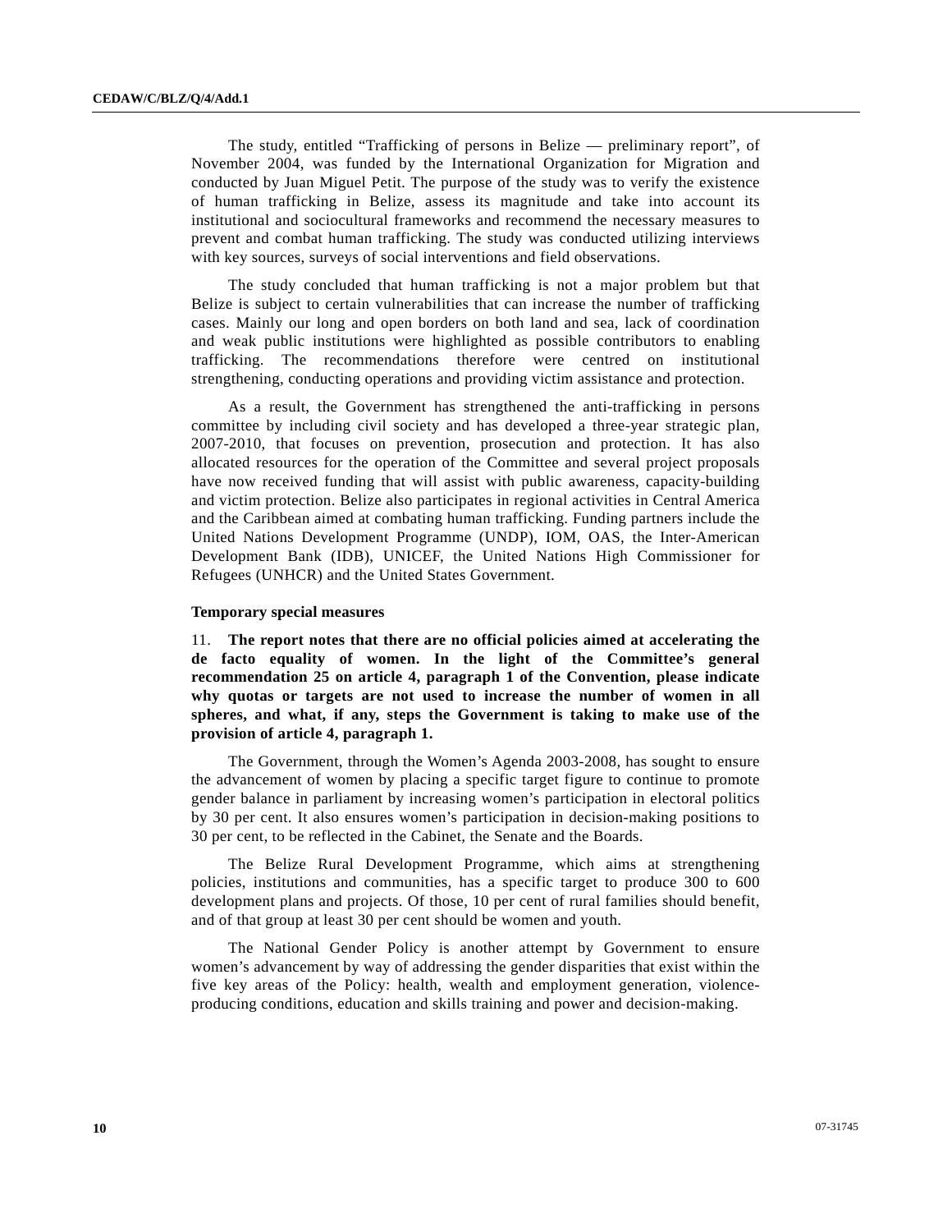The study, entitled "Trafficking of persons in Belize — preliminary report", of November 2004, was funded by the International Organization for Migration and conducted by Juan Miguel Petit. The purpose of the study was to verify the existence of human trafficking in Belize, assess its magnitude and take into account its institutional and sociocultural frameworks and recommend the necessary measures to prevent and combat human trafficking. The study was conducted utilizing interviews with key sources, surveys of social interventions and field observations.

The study concluded that human trafficking is not a major problem but that Belize is subject to certain vulnerabilities that can increase the number of trafficking cases. Mainly our long and open borders on both land and sea, lack of coordination and weak public institutions were highlighted as possible contributors to enabling trafficking. The recommendations therefore were centred on institutional strengthening, conducting operations and providing victim assistance and protection.

As a result, the Government has strengthened the anti-trafficking in persons committee by including civil society and has developed a three-year strategic plan, 2007-2010, that focuses on prevention, prosecution and protection. It has also allocated resources for the operation of the Committee and several project proposals have now received funding that will assist with public awareness, capacity-building and victim protection. Belize also participates in regional activities in Central America and the Caribbean aimed at combating human trafficking. Funding partners include the United Nations Development Programme (UNDP), IOM, OAS, the Inter-American Development Bank (IDB), UNICEF, the United Nations High Commissioner for Refugees (UNHCR) and the United States Government.

**Temporary special measures**

11. **The report notes that there are no official policies aimed at accelerating the de facto equality of women. In the light of the Committee's general recommendation 25 on article 4, paragraph 1 of the Convention, please indicate why quotas or targets are not used to increase the number of women in all spheres, and what, if any, steps the Government is taking to make use of the provision of article 4, paragraph 1.**

The Government, through the Women's Agenda 2003-2008, has sought to ensure the advancement of women by placing a specific target figure to continue to promote gender balance in parliament by increasing women's participation in electoral politics by 30 per cent. It also ensures women's participation in decision-making positions to 30 per cent, to be reflected in the Cabinet, the Senate and the Boards.

The Belize Rural Development Programme, which aims at strengthening policies, institutions and communities, has a specific target to produce 300 to 600 development plans and projects. Of those, 10 per cent of rural families should benefit, and of that group at least 30 per cent should be women and youth.

The National Gender Policy is another attempt by Government to ensure women's advancement by way of addressing the gender disparities that exist within the five key areas of the Policy: health, wealth and employment generation, violence-producing conditions, education and skills training and power and decision-making.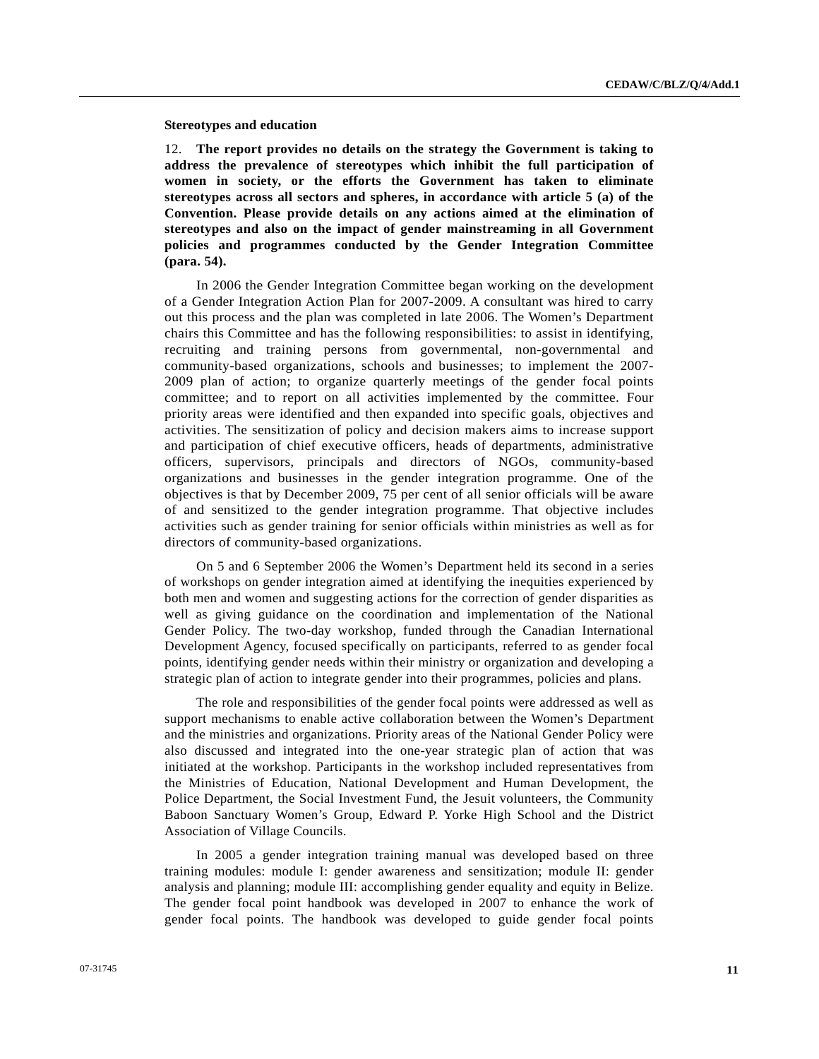**Stereotypes and education**

12. **The report provides no details on the strategy the Government is taking to address the prevalence of stereotypes which inhibit the full participation of women in society, or the efforts the Government has taken to eliminate stereotypes across all sectors and spheres, in accordance with article 5 (a) of the Convention. Please provide details on any actions aimed at the elimination of stereotypes and also on the impact of gender mainstreaming in all Government policies and programmes conducted by the Gender Integration Committee (para. 54).**

In 2006 the Gender Integration Committee began working on the development of a Gender Integration Action Plan for 2007-2009. A consultant was hired to carry out this process and the plan was completed in late 2006. The Women's Department chairs this Committee and has the following responsibilities: to assist in identifying, recruiting and training persons from governmental, non-governmental and community-based organizations, schools and businesses; to implement the 2007-2009 plan of action; to organize quarterly meetings of the gender focal points committee; and to report on all activities implemented by the committee. Four priority areas were identified and then expanded into specific goals, objectives and activities. The sensitization of policy and decision makers aims to increase support and participation of chief executive officers, heads of departments, administrative officers, supervisors, principals and directors of NGOs, community-based organizations and businesses in the gender integration programme. One of the objectives is that by December 2009, 75 per cent of all senior officials will be aware of and sensitized to the gender integration programme. That objective includes activities such as gender training for senior officials within ministries as well as for directors of community-based organizations.

On 5 and 6 September 2006 the Women's Department held its second in a series of workshops on gender integration aimed at identifying the inequities experienced by both men and women and suggesting actions for the correction of gender disparities as well as giving guidance on the coordination and implementation of the National Gender Policy. The two-day workshop, funded through the Canadian International Development Agency, focused specifically on participants, referred to as gender focal points, identifying gender needs within their ministry or organization and developing a strategic plan of action to integrate gender into their programmes, policies and plans.

The role and responsibilities of the gender focal points were addressed as well as support mechanisms to enable active collaboration between the Women's Department and the ministries and organizations. Priority areas of the National Gender Policy were also discussed and integrated into the one-year strategic plan of action that was initiated at the workshop. Participants in the workshop included representatives from the Ministries of Education, National Development and Human Development, the Police Department, the Social Investment Fund, the Jesuit volunteers, the Community Baboon Sanctuary Women's Group, Edward P. Yorke High School and the District Association of Village Councils.

In 2005 a gender integration training manual was developed based on three training modules: module I: gender awareness and sensitization; module II: gender analysis and planning; module III: accomplishing gender equality and equity in Belize. The gender focal point handbook was developed in 2007 to enhance the work of gender focal points. The handbook was developed to guide gender focal points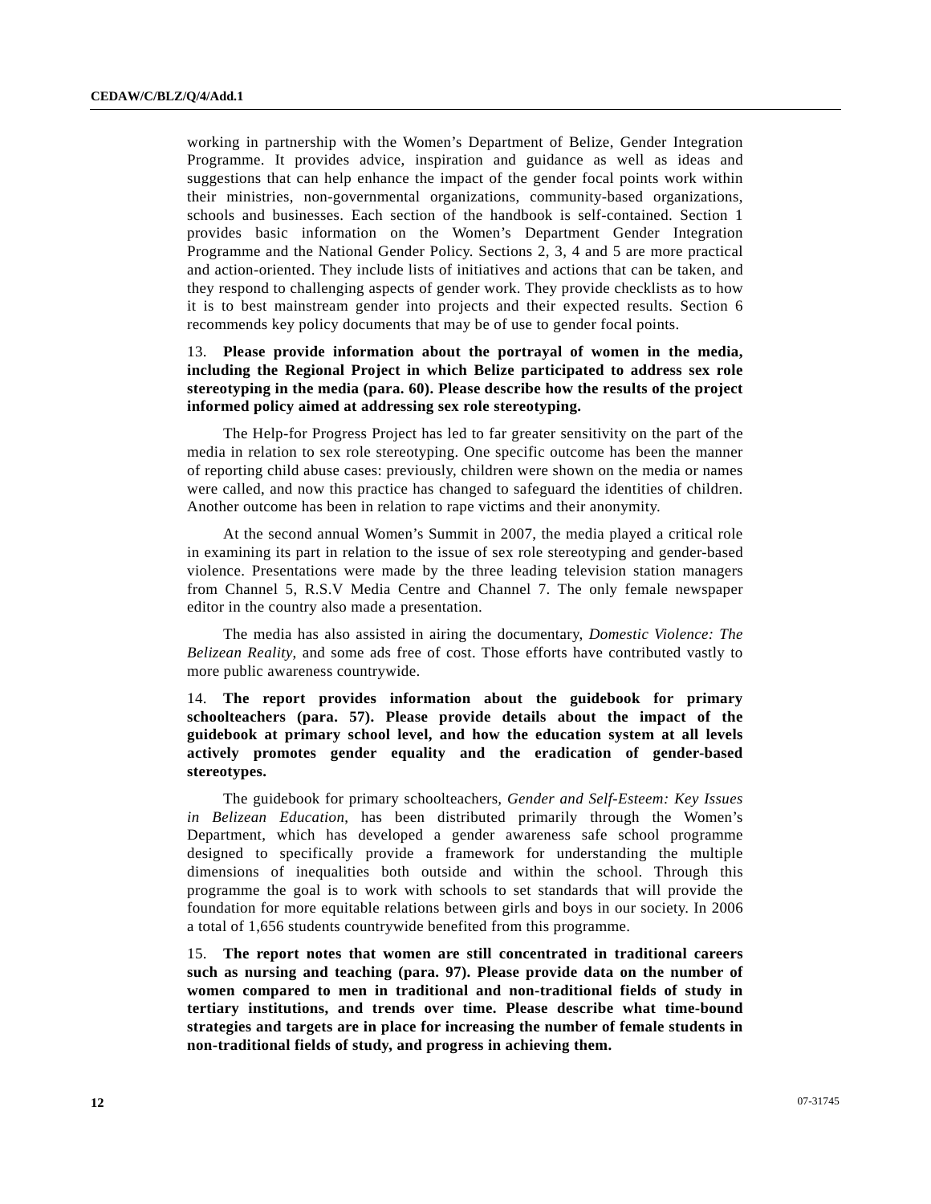working in partnership with the Women's Department of Belize, Gender Integration Programme. It provides advice, inspiration and guidance as well as ideas and suggestions that can help enhance the impact of the gender focal points work within their ministries, non-governmental organizations, community-based organizations, schools and businesses. Each section of the handbook is self-contained. Section 1 provides basic information on the Women's Department Gender Integration Programme and the National Gender Policy. Sections 2, 3, 4 and 5 are more practical and action-oriented. They include lists of initiatives and actions that can be taken, and they respond to challenging aspects of gender work. They provide checklists as to how it is to best mainstream gender into projects and their expected results. Section 6 recommends key policy documents that may be of use to gender focal points.

13. **Please provide information about the portrayal of women in the media, including the Regional Project in which Belize participated to address sex role stereotyping in the media (para. 60). Please describe how the results of the project informed policy aimed at addressing sex role stereotyping.**

The Help-for Progress Project has led to far greater sensitivity on the part of the media in relation to sex role stereotyping. One specific outcome has been the manner of reporting child abuse cases: previously, children were shown on the media or names were called, and now this practice has changed to safeguard the identities of children. Another outcome has been in relation to rape victims and their anonymity.

At the second annual Women's Summit in 2007, the media played a critical role in examining its part in relation to the issue of sex role stereotyping and gender-based violence. Presentations were made by the three leading television station managers from Channel 5, R.S.V Media Centre and Channel 7. The only female newspaper editor in the country also made a presentation.

The media has also assisted in airing the documentary, *Domestic Violence: The Belizean Reality,* and some ads free of cost. Those efforts have contributed vastly to more public awareness countrywide.

14. **The report provides information about the guidebook for primary schoolteachers (para. 57). Please provide details about the impact of the guidebook at primary school level, and how the education system at all levels actively promotes gender equality and the eradication of gender-based stereotypes.**

The guidebook for primary schoolteachers, *Gender and Self-Esteem: Key Issues in Belizean Education*, has been distributed primarily through the Women's Department, which has developed a gender awareness safe school programme designed to specifically provide a framework for understanding the multiple dimensions of inequalities both outside and within the school. Through this programme the goal is to work with schools to set standards that will provide the foundation for more equitable relations between girls and boys in our society. In 2006 a total of 1,656 students countrywide benefited from this programme.

15. **The report notes that women are still concentrated in traditional careers such as nursing and teaching (para. 97). Please provide data on the number of women compared to men in traditional and non-traditional fields of study in tertiary institutions, and trends over time. Please describe what time-bound strategies and targets are in place for increasing the number of female students in non-traditional fields of study, and progress in achieving them.**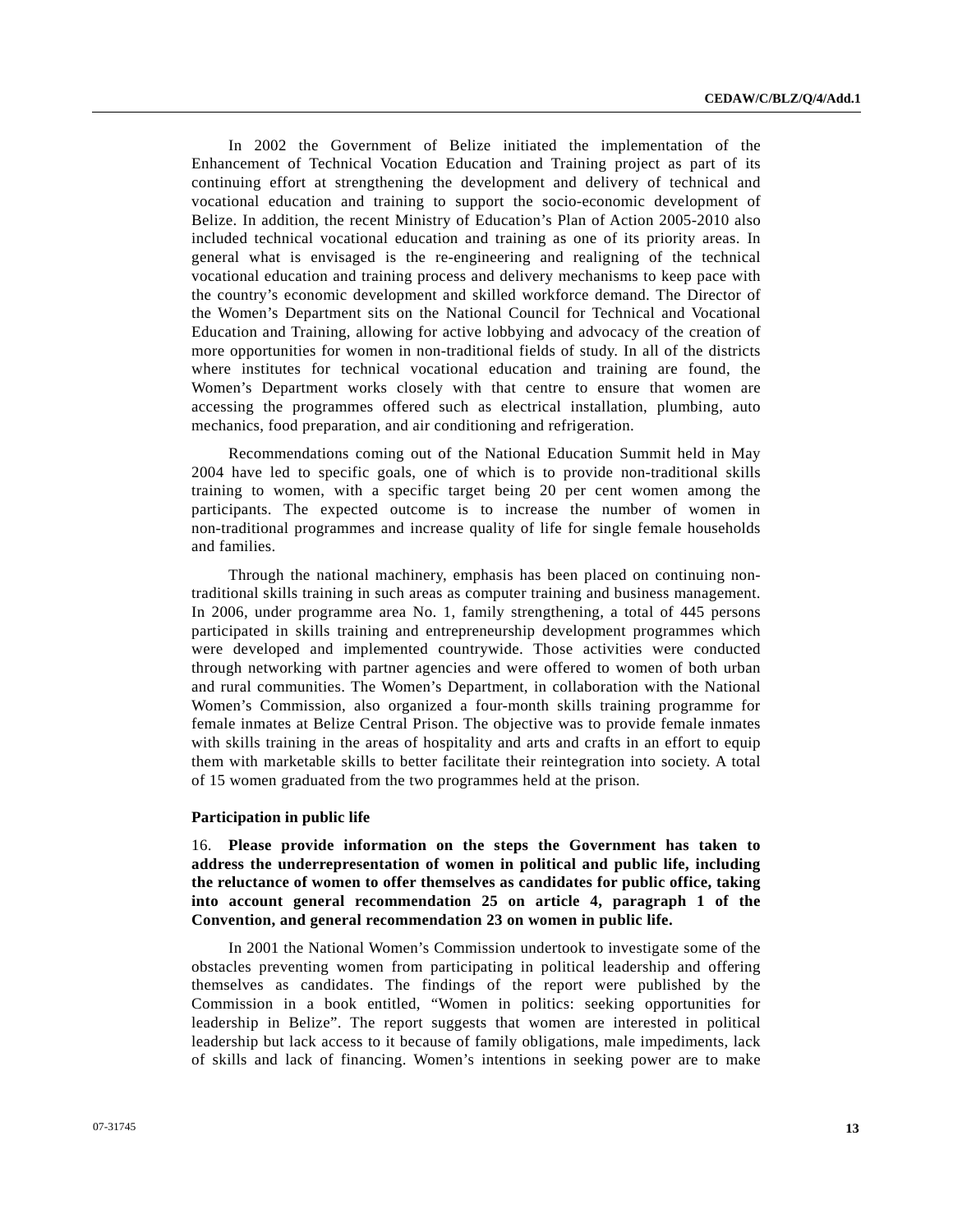In 2002 the Government of Belize initiated the implementation of the Enhancement of Technical Vocation Education and Training project as part of its continuing effort at strengthening the development and delivery of technical and vocational education and training to support the socio-economic development of Belize. In addition, the recent Ministry of Education's Plan of Action 2005-2010 also included technical vocational education and training as one of its priority areas. In general what is envisaged is the re-engineering and realigning of the technical vocational education and training process and delivery mechanisms to keep pace with the country's economic development and skilled workforce demand. The Director of the Women's Department sits on the National Council for Technical and Vocational Education and Training, allowing for active lobbying and advocacy of the creation of more opportunities for women in non-traditional fields of study. In all of the districts where institutes for technical vocational education and training are found, the Women's Department works closely with that centre to ensure that women are accessing the programmes offered such as electrical installation, plumbing, auto mechanics, food preparation, and air conditioning and refrigeration.

Recommendations coming out of the National Education Summit held in May 2004 have led to specific goals, one of which is to provide non-traditional skills training to women, with a specific target being 20 per cent women among the participants. The expected outcome is to increase the number of women in non-traditional programmes and increase quality of life for single female households and families.

Through the national machinery, emphasis has been placed on continuing non-traditional skills training in such areas as computer training and business management. In 2006, under programme area No. 1, family strengthening, a total of 445 persons participated in skills training and entrepreneurship development programmes which were developed and implemented countrywide. Those activities were conducted through networking with partner agencies and were offered to women of both urban and rural communities. The Women's Department, in collaboration with the National Women's Commission, also organized a four-month skills training programme for female inmates at Belize Central Prison. The objective was to provide female inmates with skills training in the areas of hospitality and arts and crafts in an effort to equip them with marketable skills to better facilitate their reintegration into society. A total of 15 women graduated from the two programmes held at the prison.

#### Participation in public life

16. **Please provide information on the steps the Government has taken to address the underrepresentation of women in political and public life, including the reluctance of women to offer themselves as candidates for public office, taking into account general recommendation 25 on article 4, paragraph 1 of the Convention, and general recommendation 23 on women in public life.**

In 2001 the National Women's Commission undertook to investigate some of the obstacles preventing women from participating in political leadership and offering themselves as candidates. The findings of the report were published by the Commission in a book entitled, "Women in politics: seeking opportunities for leadership in Belize". The report suggests that women are interested in political leadership but lack access to it because of family obligations, male impediments, lack of skills and lack of financing. Women's intentions in seeking power are to make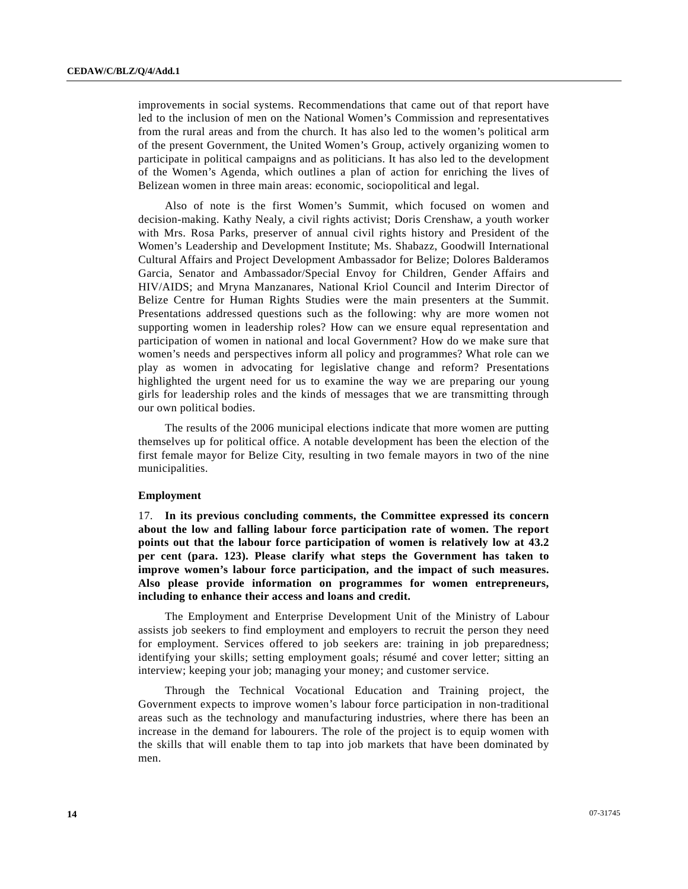improvements in social systems. Recommendations that came out of that report have led to the inclusion of men on the National Women's Commission and representatives from the rural areas and from the church. It has also led to the women's political arm of the present Government, the United Women's Group, actively organizing women to participate in political campaigns and as politicians. It has also led to the development of the Women's Agenda, which outlines a plan of action for enriching the lives of Belizean women in three main areas: economic, sociopolitical and legal.

Also of note is the first Women's Summit, which focused on women and decision-making. Kathy Nealy, a civil rights activist; Doris Crenshaw, a youth worker with Mrs. Rosa Parks, preserver of annual civil rights history and President of the Women's Leadership and Development Institute; Ms. Shabazz, Goodwill International Cultural Affairs and Project Development Ambassador for Belize; Dolores Balderamos Garcia, Senator and Ambassador/Special Envoy for Children, Gender Affairs and HIV/AIDS; and Mryna Manzanares, National Kriol Council and Interim Director of Belize Centre for Human Rights Studies were the main presenters at the Summit. Presentations addressed questions such as the following: why are more women not supporting women in leadership roles? How can we ensure equal representation and participation of women in national and local Government? How do we make sure that women's needs and perspectives inform all policy and programmes? What role can we play as women in advocating for legislative change and reform? Presentations highlighted the urgent need for us to examine the way we are preparing our young girls for leadership roles and the kinds of messages that we are transmitting through our own political bodies.

The results of the 2006 municipal elections indicate that more women are putting themselves up for political office. A notable development has been the election of the first female mayor for Belize City, resulting in two female mayors in two of the nine municipalities.

### Employment

17. **In its previous concluding comments, the Committee expressed its concern about the low and falling labour force participation rate of women. The report points out that the labour force participation of women is relatively low at 43.2 per cent (para. 123). Please clarify what steps the Government has taken to improve women's labour force participation, and the impact of such measures. Also please provide information on programmes for women entrepreneurs, including to enhance their access and loans and credit.**

The Employment and Enterprise Development Unit of the Ministry of Labour assists job seekers to find employment and employers to recruit the person they need for employment. Services offered to job seekers are: training in job preparedness; identifying your skills; setting employment goals; résumé and cover letter; sitting an interview; keeping your job; managing your money; and customer service.

Through the Technical Vocational Education and Training project, the Government expects to improve women's labour force participation in non-traditional areas such as the technology and manufacturing industries, where there has been an increase in the demand for labourers. The role of the project is to equip women with the skills that will enable them to tap into job markets that have been dominated by men.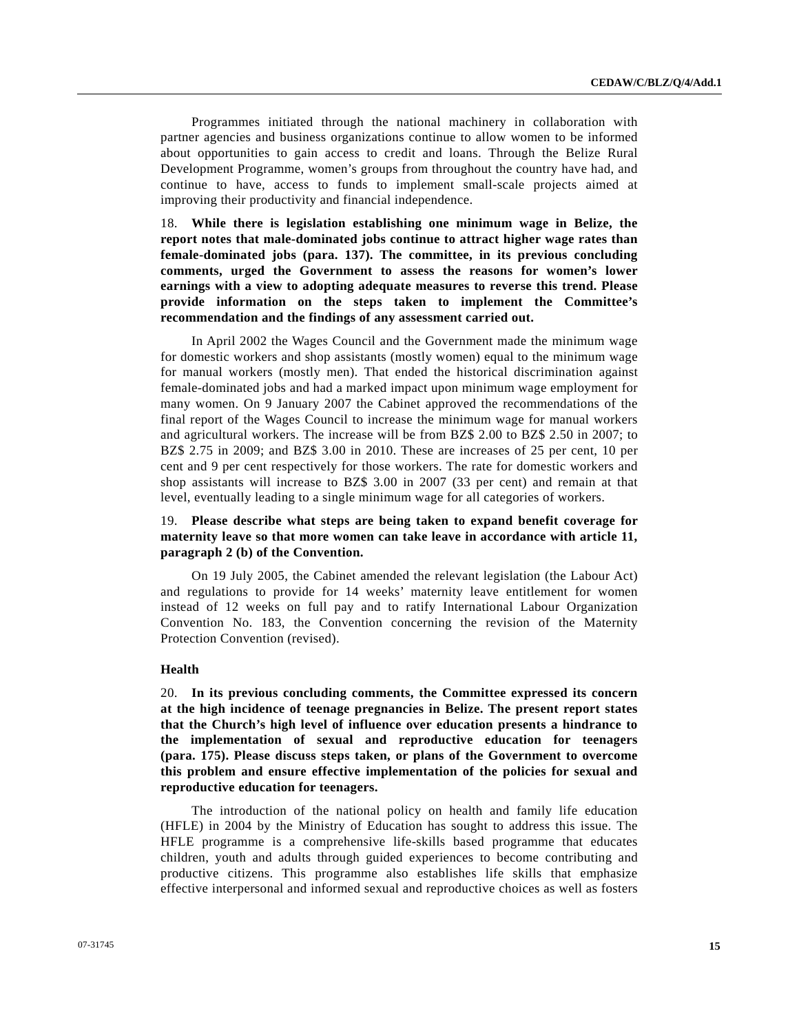Programmes initiated through the national machinery in collaboration with partner agencies and business organizations continue to allow women to be informed about opportunities to gain access to credit and loans. Through the Belize Rural Development Programme, women's groups from throughout the country have had, and continue to have, access to funds to implement small-scale projects aimed at improving their productivity and financial independence.

18. **While there is legislation establishing one minimum wage in Belize, the report notes that male-dominated jobs continue to attract higher wage rates than female-dominated jobs (para. 137). The committee, in its previous concluding comments, urged the Government to assess the reasons for women's lower earnings with a view to adopting adequate measures to reverse this trend. Please provide information on the steps taken to implement the Committee's recommendation and the findings of any assessment carried out.**

In April 2002 the Wages Council and the Government made the minimum wage for domestic workers and shop assistants (mostly women) equal to the minimum wage for manual workers (mostly men). That ended the historical discrimination against female-dominated jobs and had a marked impact upon minimum wage employment for many women. On 9 January 2007 the Cabinet approved the recommendations of the final report of the Wages Council to increase the minimum wage for manual workers and agricultural workers. The increase will be from BZ$ 2.00 to BZ$ 2.50 in 2007; to BZ$ 2.75 in 2009; and BZ$ 3.00 in 2010. These are increases of 25 per cent, 10 per cent and 9 per cent respectively for those workers. The rate for domestic workers and shop assistants will increase to BZ$ 3.00 in 2007 (33 per cent) and remain at that level, eventually leading to a single minimum wage for all categories of workers.

19. **Please describe what steps are being taken to expand benefit coverage for maternity leave so that more women can take leave in accordance with article 11, paragraph 2 (b) of the Convention.**

On 19 July 2005, the Cabinet amended the relevant legislation (the Labour Act) and regulations to provide for 14 weeks' maternity leave entitlement for women instead of 12 weeks on full pay and to ratify International Labour Organization Convention No. 183, the Convention concerning the revision of the Maternity Protection Convention (revised).

### Health

20. **In its previous concluding comments, the Committee expressed its concern at the high incidence of teenage pregnancies in Belize. The present report states that the Church's high level of influence over education presents a hindrance to the implementation of sexual and reproductive education for teenagers (para. 175). Please discuss steps taken, or plans of the Government to overcome this problem and ensure effective implementation of the policies for sexual and reproductive education for teenagers.**

The introduction of the national policy on health and family life education (HFLE) in 2004 by the Ministry of Education has sought to address this issue. The HFLE programme is a comprehensive life-skills based programme that educates children, youth and adults through guided experiences to become contributing and productive citizens. This programme also establishes life skills that emphasize effective interpersonal and informed sexual and reproductive choices as well as fosters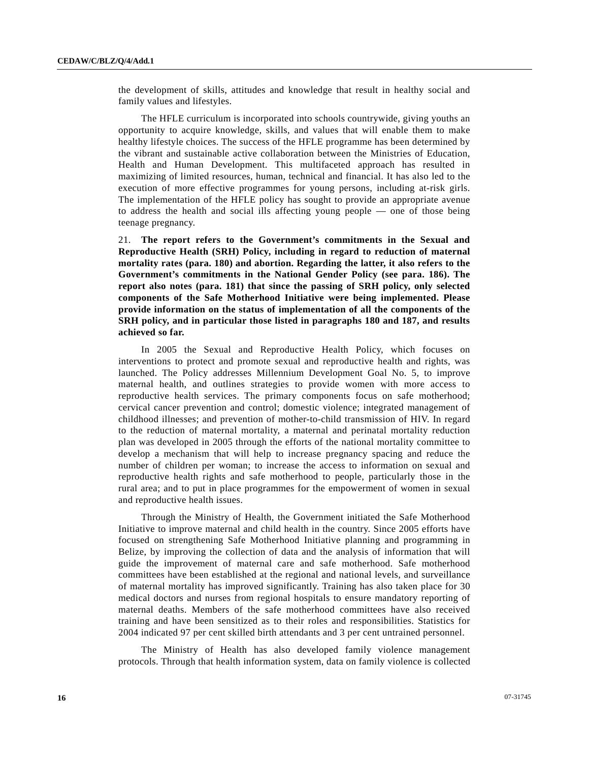the development of skills, attitudes and knowledge that result in healthy social and family values and lifestyles.

The HFLE curriculum is incorporated into schools countrywide, giving youths an opportunity to acquire knowledge, skills, and values that will enable them to make healthy lifestyle choices. The success of the HFLE programme has been determined by the vibrant and sustainable active collaboration between the Ministries of Education, Health and Human Development. This multifaceted approach has resulted in maximizing of limited resources, human, technical and financial. It has also led to the execution of more effective programmes for young persons, including at-risk girls. The implementation of the HFLE policy has sought to provide an appropriate avenue to address the health and social ills affecting young people — one of those being teenage pregnancy.

21. **The report refers to the Government's commitments in the Sexual and Reproductive Health (SRH) Policy, including in regard to reduction of maternal mortality rates (para. 180) and abortion. Regarding the latter, it also refers to the Government's commitments in the National Gender Policy (see para. 186). The report also notes (para. 181) that since the passing of SRH policy, only selected components of the Safe Motherhood Initiative were being implemented. Please provide information on the status of implementation of all the components of the SRH policy, and in particular those listed in paragraphs 180 and 187, and results achieved so far.**

In 2005 the Sexual and Reproductive Health Policy, which focuses on interventions to protect and promote sexual and reproductive health and rights, was launched. The Policy addresses Millennium Development Goal No. 5, to improve maternal health, and outlines strategies to provide women with more access to reproductive health services. The primary components focus on safe motherhood; cervical cancer prevention and control; domestic violence; integrated management of childhood illnesses; and prevention of mother-to-child transmission of HIV. In regard to the reduction of maternal mortality, a maternal and perinatal mortality reduction plan was developed in 2005 through the efforts of the national mortality committee to develop a mechanism that will help to increase pregnancy spacing and reduce the number of children per woman; to increase the access to information on sexual and reproductive health rights and safe motherhood to people, particularly those in the rural area; and to put in place programmes for the empowerment of women in sexual and reproductive health issues.

Through the Ministry of Health, the Government initiated the Safe Motherhood Initiative to improve maternal and child health in the country. Since 2005 efforts have focused on strengthening Safe Motherhood Initiative planning and programming in Belize, by improving the collection of data and the analysis of information that will guide the improvement of maternal care and safe motherhood. Safe motherhood committees have been established at the regional and national levels, and surveillance of maternal mortality has improved significantly. Training has also taken place for 30 medical doctors and nurses from regional hospitals to ensure mandatory reporting of maternal deaths. Members of the safe motherhood committees have also received training and have been sensitized as to their roles and responsibilities. Statistics for 2004 indicated 97 per cent skilled birth attendants and 3 per cent untrained personnel.

The Ministry of Health has also developed family violence management protocols. Through that health information system, data on family violence is collected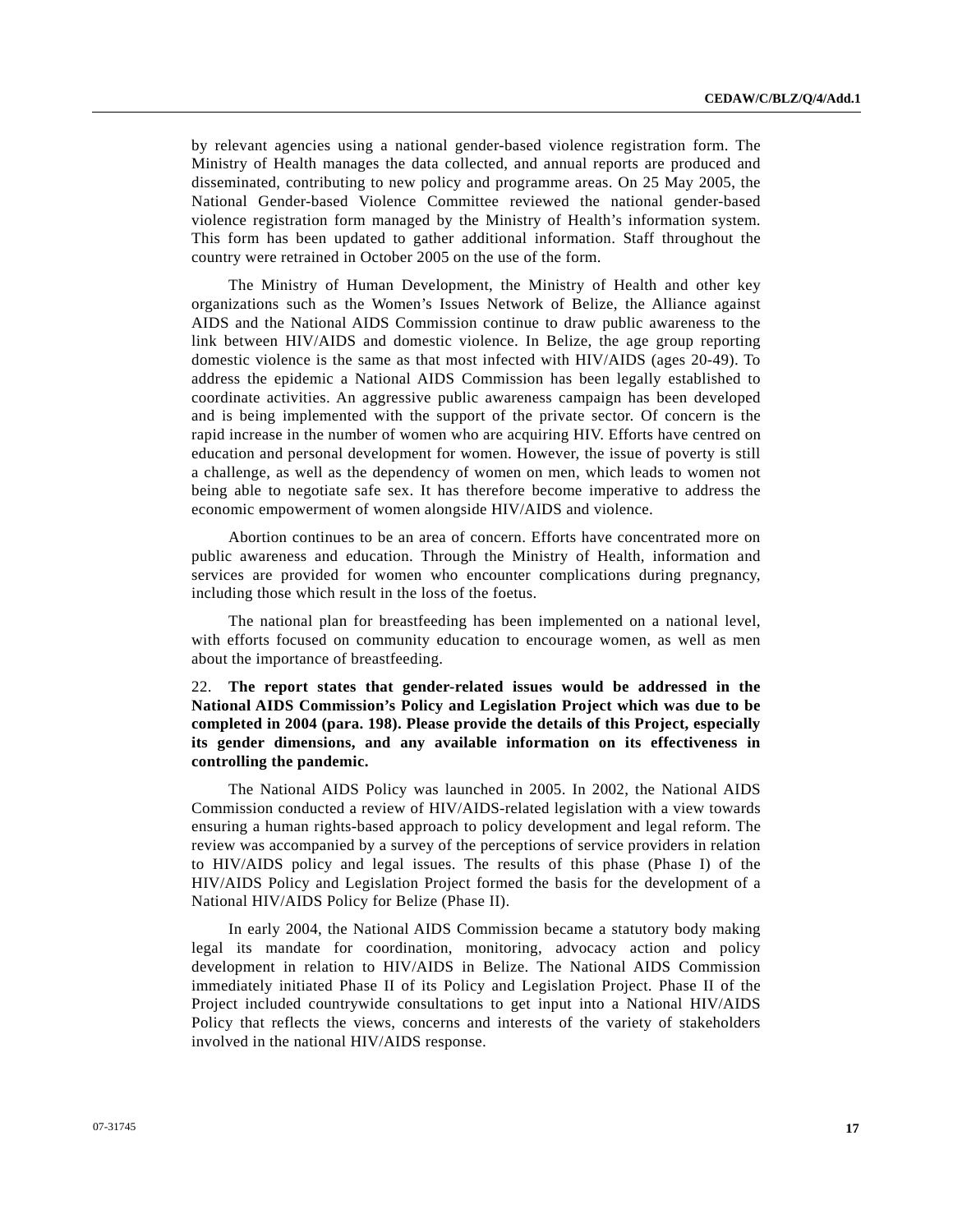by relevant agencies using a national gender-based violence registration form. The Ministry of Health manages the data collected, and annual reports are produced and disseminated, contributing to new policy and programme areas. On 25 May 2005, the National Gender-based Violence Committee reviewed the national gender-based violence registration form managed by the Ministry of Health's information system. This form has been updated to gather additional information. Staff throughout the country were retrained in October 2005 on the use of the form.

The Ministry of Human Development, the Ministry of Health and other key organizations such as the Women's Issues Network of Belize, the Alliance against AIDS and the National AIDS Commission continue to draw public awareness to the link between HIV/AIDS and domestic violence. In Belize, the age group reporting domestic violence is the same as that most infected with HIV/AIDS (ages 20-49). To address the epidemic a National AIDS Commission has been legally established to coordinate activities. An aggressive public awareness campaign has been developed and is being implemented with the support of the private sector. Of concern is the rapid increase in the number of women who are acquiring HIV. Efforts have centred on education and personal development for women. However, the issue of poverty is still a challenge, as well as the dependency of women on men, which leads to women not being able to negotiate safe sex. It has therefore become imperative to address the economic empowerment of women alongside HIV/AIDS and violence.

Abortion continues to be an area of concern. Efforts have concentrated more on public awareness and education. Through the Ministry of Health, information and services are provided for women who encounter complications during pregnancy, including those which result in the loss of the foetus.

The national plan for breastfeeding has been implemented on a national level, with efforts focused on community education to encourage women, as well as men about the importance of breastfeeding.

22. **The report states that gender-related issues would be addressed in the National AIDS Commission's Policy and Legislation Project which was due to be completed in 2004 (para. 198). Please provide the details of this Project, especially its gender dimensions, and any available information on its effectiveness in controlling the pandemic.**

The National AIDS Policy was launched in 2005. In 2002, the National AIDS Commission conducted a review of HIV/AIDS-related legislation with a view towards ensuring a human rights-based approach to policy development and legal reform. The review was accompanied by a survey of the perceptions of service providers in relation to HIV/AIDS policy and legal issues. The results of this phase (Phase I) of the HIV/AIDS Policy and Legislation Project formed the basis for the development of a National HIV/AIDS Policy for Belize (Phase II).

In early 2004, the National AIDS Commission became a statutory body making legal its mandate for coordination, monitoring, advocacy action and policy development in relation to HIV/AIDS in Belize. The National AIDS Commission immediately initiated Phase II of its Policy and Legislation Project. Phase II of the Project included countrywide consultations to get input into a National HIV/AIDS Policy that reflects the views, concerns and interests of the variety of stakeholders involved in the national HIV/AIDS response.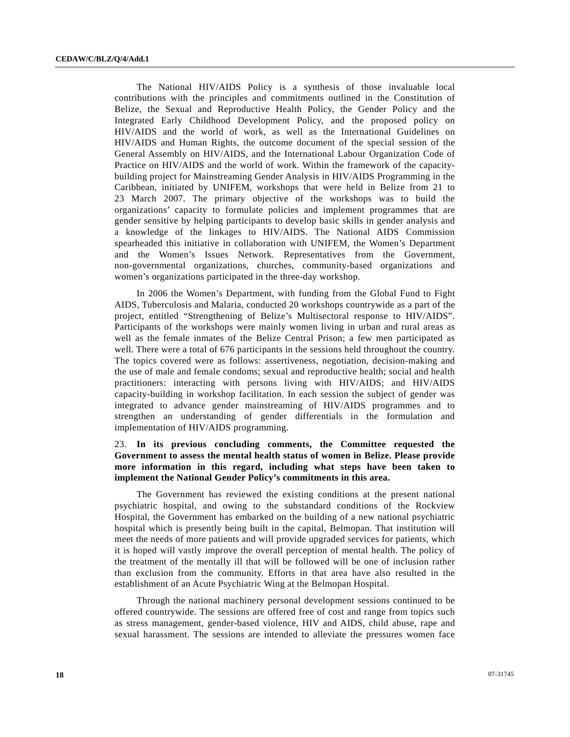The National HIV/AIDS Policy is a synthesis of those invaluable local contributions with the principles and commitments outlined in the Constitution of Belize, the Sexual and Reproductive Health Policy, the Gender Policy and the Integrated Early Childhood Development Policy, and the proposed policy on HIV/AIDS and the world of work, as well as the International Guidelines on HIV/AIDS and Human Rights, the outcome document of the special session of the General Assembly on HIV/AIDS, and the International Labour Organization Code of Practice on HIV/AIDS and the world of work. Within the framework of the capacity-building project for Mainstreaming Gender Analysis in HIV/AIDS Programming in the Caribbean, initiated by UNIFEM, workshops that were held in Belize from 21 to 23 March 2007. The primary objective of the workshops was to build the organizations' capacity to formulate policies and implement programmes that are gender sensitive by helping participants to develop basic skills in gender analysis and a knowledge of the linkages to HIV/AIDS. The National AIDS Commission spearheaded this initiative in collaboration with UNIFEM, the Women's Department and the Women's Issues Network. Representatives from the Government, non-governmental organizations, churches, community-based organizations and women's organizations participated in the three-day workshop.

In 2006 the Women's Department, with funding from the Global Fund to Fight AIDS, Tuberculosis and Malaria, conducted 20 workshops countrywide as a part of the project, entitled "Strengthening of Belize's Multisectoral response to HIV/AIDS". Participants of the workshops were mainly women living in urban and rural areas as well as the female inmates of the Belize Central Prison; a few men participated as well. There were a total of 676 participants in the sessions held throughout the country. The topics covered were as follows: assertiveness, negotiation, decision-making and the use of male and female condoms; sexual and reproductive health; social and health practitioners: interacting with persons living with HIV/AIDS; and HIV/AIDS capacity-building in workshop facilitation. In each session the subject of gender was integrated to advance gender mainstreaming of HIV/AIDS programmes and to strengthen an understanding of gender differentials in the formulation and implementation of HIV/AIDS programming.

23. **In its previous concluding comments, the Committee requested the Government to assess the mental health status of women in Belize. Please provide more information in this regard, including what steps have been taken to implement the National Gender Policy's commitments in this area.**

The Government has reviewed the existing conditions at the present national psychiatric hospital, and owing to the substandard conditions of the Rockview Hospital, the Government has embarked on the building of a new national psychiatric hospital which is presently being built in the capital, Belmopan. That institution will meet the needs of more patients and will provide upgraded services for patients, which it is hoped will vastly improve the overall perception of mental health. The policy of the treatment of the mentally ill that will be followed will be one of inclusion rather than exclusion from the community. Efforts in that area have also resulted in the establishment of an Acute Psychiatric Wing at the Belmopan Hospital.

Through the national machinery personal development sessions continued to be offered countrywide. The sessions are offered free of cost and range from topics such as stress management, gender-based violence, HIV and AIDS, child abuse, rape and sexual harassment. The sessions are intended to alleviate the pressures women face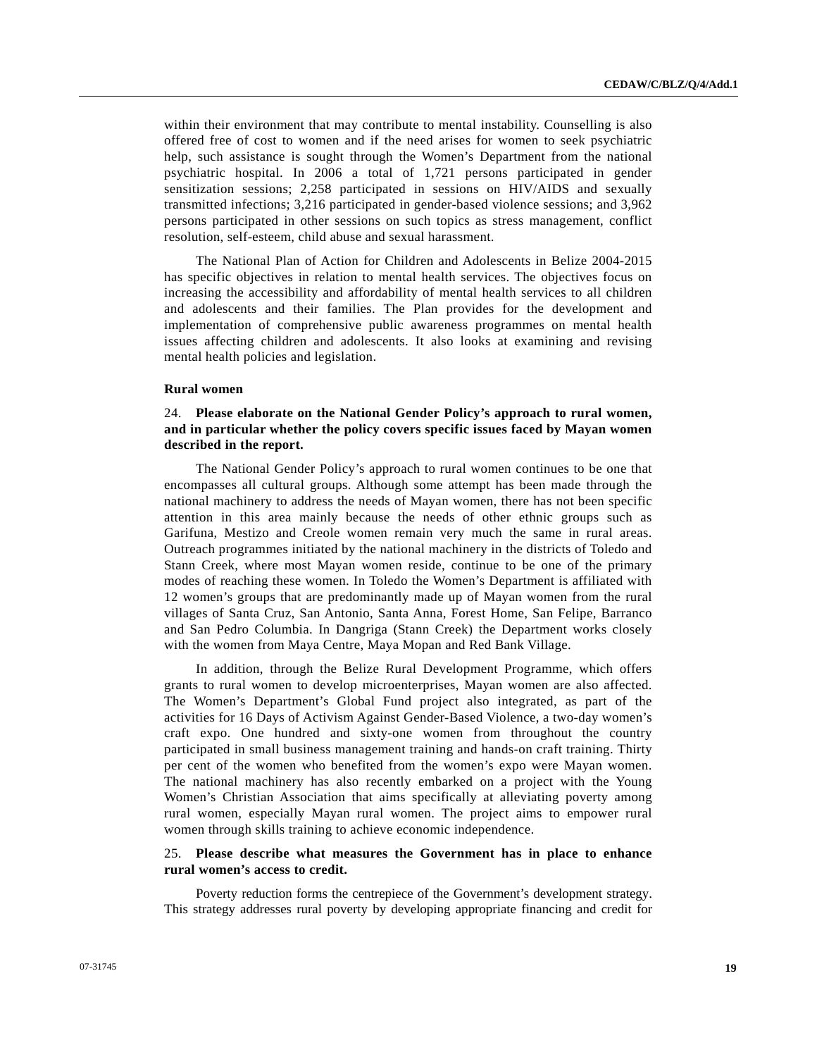within their environment that may contribute to mental instability. Counselling is also offered free of cost to women and if the need arises for women to seek psychiatric help, such assistance is sought through the Women's Department from the national psychiatric hospital. In 2006 a total of 1,721 persons participated in gender sensitization sessions; 2,258 participated in sessions on HIV/AIDS and sexually transmitted infections; 3,216 participated in gender-based violence sessions; and 3,962 persons participated in other sessions on such topics as stress management, conflict resolution, self-esteem, child abuse and sexual harassment.

The National Plan of Action for Children and Adolescents in Belize 2004-2015 has specific objectives in relation to mental health services. The objectives focus on increasing the accessibility and affordability of mental health services to all children and adolescents and their families. The Plan provides for the development and implementation of comprehensive public awareness programmes on mental health issues affecting children and adolescents. It also looks at examining and revising mental health policies and legislation.

**Rural women**

24. **Please elaborate on the National Gender Policy's approach to rural women, and in particular whether the policy covers specific issues faced by Mayan women described in the report.**

The National Gender Policy's approach to rural women continues to be one that encompasses all cultural groups. Although some attempt has been made through the national machinery to address the needs of Mayan women, there has not been specific attention in this area mainly because the needs of other ethnic groups such as Garifuna, Mestizo and Creole women remain very much the same in rural areas. Outreach programmes initiated by the national machinery in the districts of Toledo and Stann Creek, where most Mayan women reside, continue to be one of the primary modes of reaching these women. In Toledo the Women's Department is affiliated with 12 women's groups that are predominantly made up of Mayan women from the rural villages of Santa Cruz, San Antonio, Santa Anna, Forest Home, San Felipe, Barranco and San Pedro Columbia. In Dangriga (Stann Creek) the Department works closely with the women from Maya Centre, Maya Mopan and Red Bank Village.

In addition, through the Belize Rural Development Programme, which offers grants to rural women to develop microenterprises, Mayan women are also affected. The Women's Department's Global Fund project also integrated, as part of the activities for 16 Days of Activism Against Gender-Based Violence, a two-day women's craft expo. One hundred and sixty-one women from throughout the country participated in small business management training and hands-on craft training. Thirty per cent of the women who benefited from the women's expo were Mayan women. The national machinery has also recently embarked on a project with the Young Women's Christian Association that aims specifically at alleviating poverty among rural women, especially Mayan rural women. The project aims to empower rural women through skills training to achieve economic independence.

25. **Please describe what measures the Government has in place to enhance rural women's access to credit.**

Poverty reduction forms the centrepiece of the Government's development strategy. This strategy addresses rural poverty by developing appropriate financing and credit for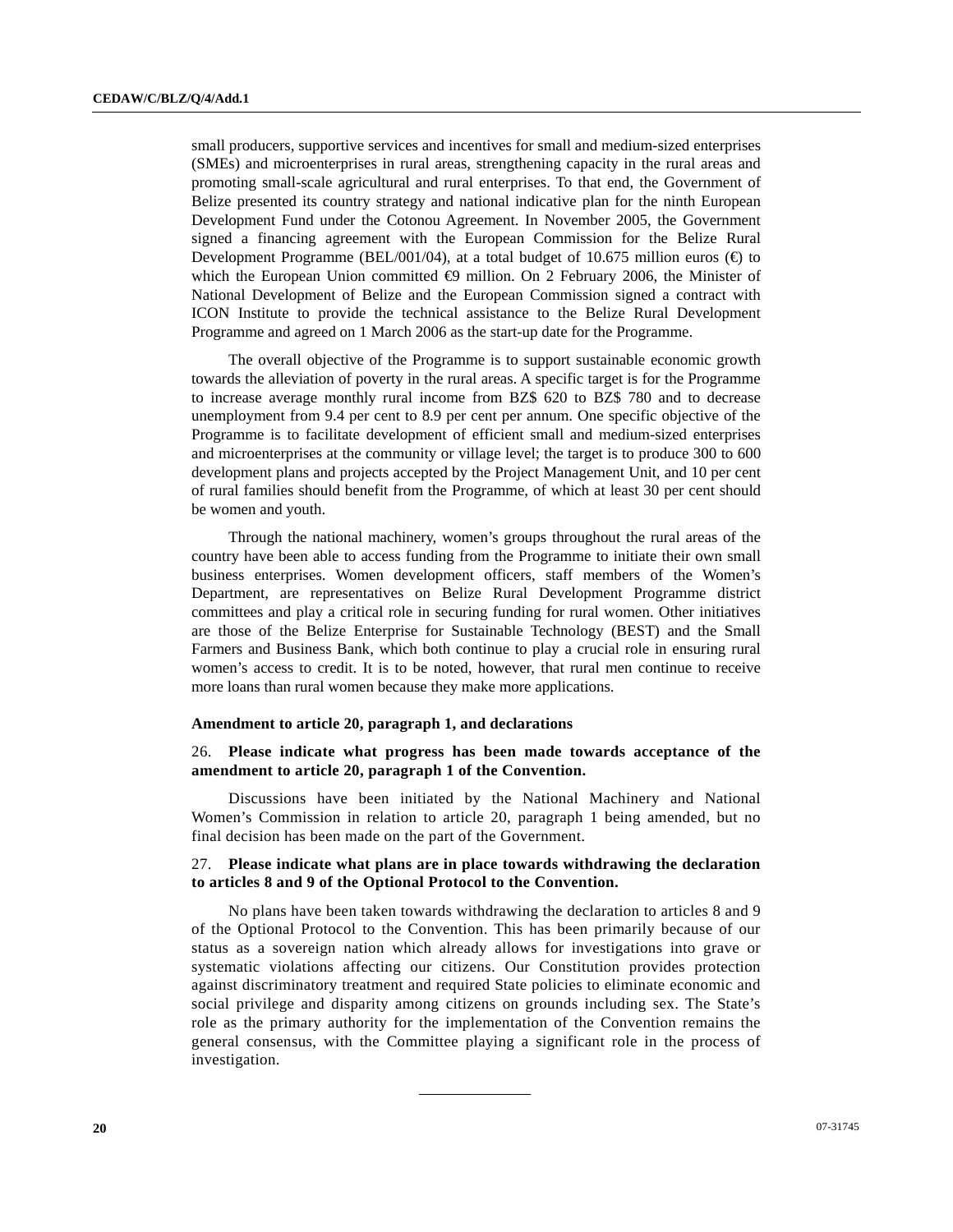small producers, supportive services and incentives for small and medium-sized enterprises (SMEs) and microenterprises in rural areas, strengthening capacity in the rural areas and promoting small-scale agricultural and rural enterprises. To that end, the Government of Belize presented its country strategy and national indicative plan for the ninth European Development Fund under the Cotonou Agreement. In November 2005, the Government signed a financing agreement with the European Commission for the Belize Rural Development Programme (BEL/001/04), at a total budget of 10.675 million euros (€) to which the European Union committed €9 million. On 2 February 2006, the Minister of National Development of Belize and the European Commission signed a contract with ICON Institute to provide the technical assistance to the Belize Rural Development Programme and agreed on 1 March 2006 as the start-up date for the Programme.

The overall objective of the Programme is to support sustainable economic growth towards the alleviation of poverty in the rural areas. A specific target is for the Programme to increase average monthly rural income from BZ$ 620 to BZ$ 780 and to decrease unemployment from 9.4 per cent to 8.9 per cent per annum. One specific objective of the Programme is to facilitate development of efficient small and medium-sized enterprises and microenterprises at the community or village level; the target is to produce 300 to 600 development plans and projects accepted by the Project Management Unit, and 10 per cent of rural families should benefit from the Programme, of which at least 30 per cent should be women and youth.

Through the national machinery, women's groups throughout the rural areas of the country have been able to access funding from the Programme to initiate their own small business enterprises. Women development officers, staff members of the Women's Department, are representatives on Belize Rural Development Programme district committees and play a critical role in securing funding for rural women. Other initiatives are those of the Belize Enterprise for Sustainable Technology (BEST) and the Small Farmers and Business Bank, which both continue to play a crucial role in ensuring rural women's access to credit. It is to be noted, however, that rural men continue to receive more loans than rural women because they make more applications.

### Amendment to article 20, paragraph 1, and declarations

26. **Please indicate what progress has been made towards acceptance of the amendment to article 20, paragraph 1 of the Convention.**

Discussions have been initiated by the National Machinery and National Women's Commission in relation to article 20, paragraph 1 being amended, but no final decision has been made on the part of the Government.

27. **Please indicate what plans are in place towards withdrawing the declaration to articles 8 and 9 of the Optional Protocol to the Convention.**

No plans have been taken towards withdrawing the declaration to articles 8 and 9 of the Optional Protocol to the Convention. This has been primarily because of our status as a sovereign nation which already allows for investigations into grave or systematic violations affecting our citizens. Our Constitution provides protection against discriminatory treatment and required State policies to eliminate economic and social privilege and disparity among citizens on grounds including sex. The State's role as the primary authority for the implementation of the Convention remains the general consensus, with the Committee playing a significant role in the process of investigation.